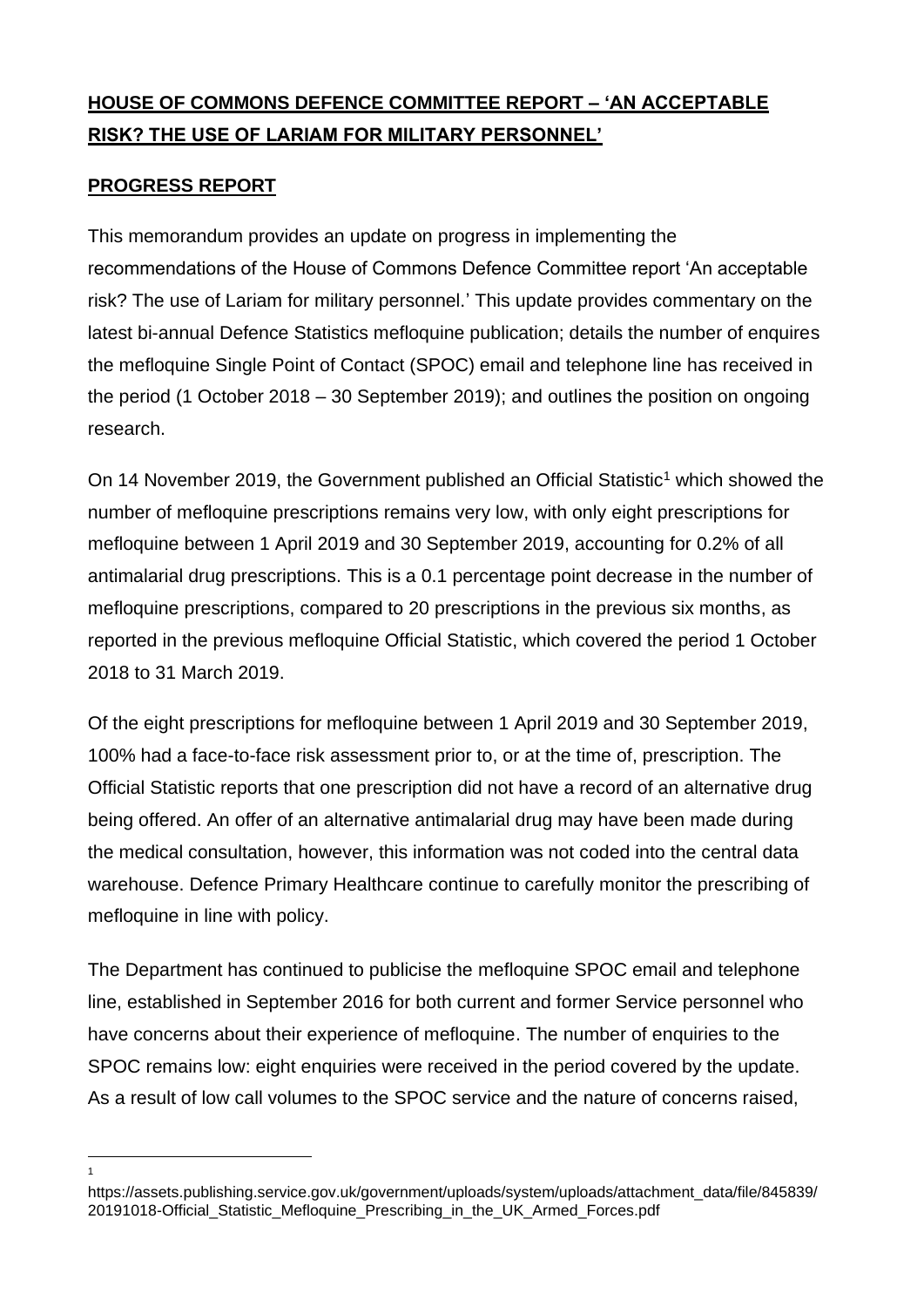# HOUSE OF COMMONS DEFENCE COMMITTEE REPORT – 'AN ACCEPTABLE RISK? THE USE OF LARIAM FOR MILITARY PERSONNEL'

## PROGRESS REPORT

This memorandum provides an update on progress in implementing the recommendations of the House of Commons Defence Committee report 'An acceptable risk? The use of Lariam for military personnel.' This update provides commentary on the latest bi-annual Defence Statistics mefloquine publication; details the number of enquires the mefloquine Single Point of Contact (SPOC) email and telephone line has received in the period (1 October 2018 – 30 September 2019); and outlines the position on ongoing research.

On 14 November 2019, the Government published an Official Statistic[1] which showed the number of mefloquine prescriptions remains very low, with only eight prescriptions for mefloquine between 1 April 2019 and 30 September 2019, accounting for 0.2% of all antimalarial drug prescriptions. This is a 0.1 percentage point decrease in the number of mefloquine prescriptions, compared to 20 prescriptions in the previous six months, as reported in the previous mefloquine Official Statistic, which covered the period 1 October 2018 to 31 March 2019.

Of the eight prescriptions for mefloquine between 1 April 2019 and 30 September 2019, 100% had a face-to-face risk assessment prior to, or at the time of, prescription. The Official Statistic reports that one prescription did not have a record of an alternative drug being offered. An offer of an alternative antimalarial drug may have been made during the medical consultation, however, this information was not coded into the central data warehouse. Defence Primary Healthcare continue to carefully monitor the prescribing of mefloquine in line with policy.

The Department has continued to publicise the mefloquine SPOC email and telephone line, established in September 2016 for both current and former Service personnel who have concerns about their experience of mefloquine. The number of enquiries to the SPOC remains low: eight enquiries were received in the period covered by the update. As a result of low call volumes to the SPOC service and the nature of concerns raised,

---

[1] https://assets.publishing.service.gov.uk/government/uploads/system/uploads/attachment_data/file/845839/20191018-Official_Statistic_Mefloquine_Prescribing_in_the_UK_Armed_Forces.pdf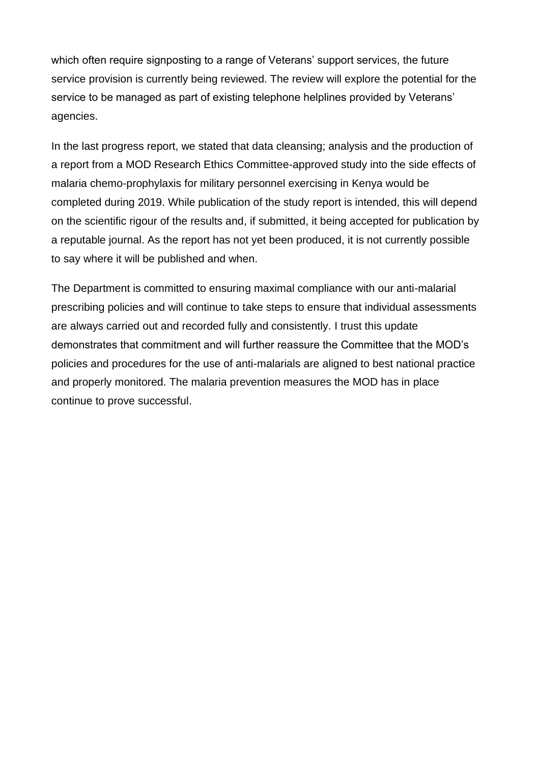which often require signposting to a range of Veterans' support services, the future service provision is currently being reviewed. The review will explore the potential for the service to be managed as part of existing telephone helplines provided by Veterans' agencies.

In the last progress report, we stated that data cleansing; analysis and the production of a report from a MOD Research Ethics Committee-approved study into the side effects of malaria chemo-prophylaxis for military personnel exercising in Kenya would be completed during 2019. While publication of the study report is intended, this will depend on the scientific rigour of the results and, if submitted, it being accepted for publication by a reputable journal. As the report has not yet been produced, it is not currently possible to say where it will be published and when.

The Department is committed to ensuring maximal compliance with our anti-malarial prescribing policies and will continue to take steps to ensure that individual assessments are always carried out and recorded fully and consistently. I trust this update demonstrates that commitment and will further reassure the Committee that the MOD's policies and procedures for the use of anti-malarials are aligned to best national practice and properly monitored. The malaria prevention measures the MOD has in place continue to prove successful.